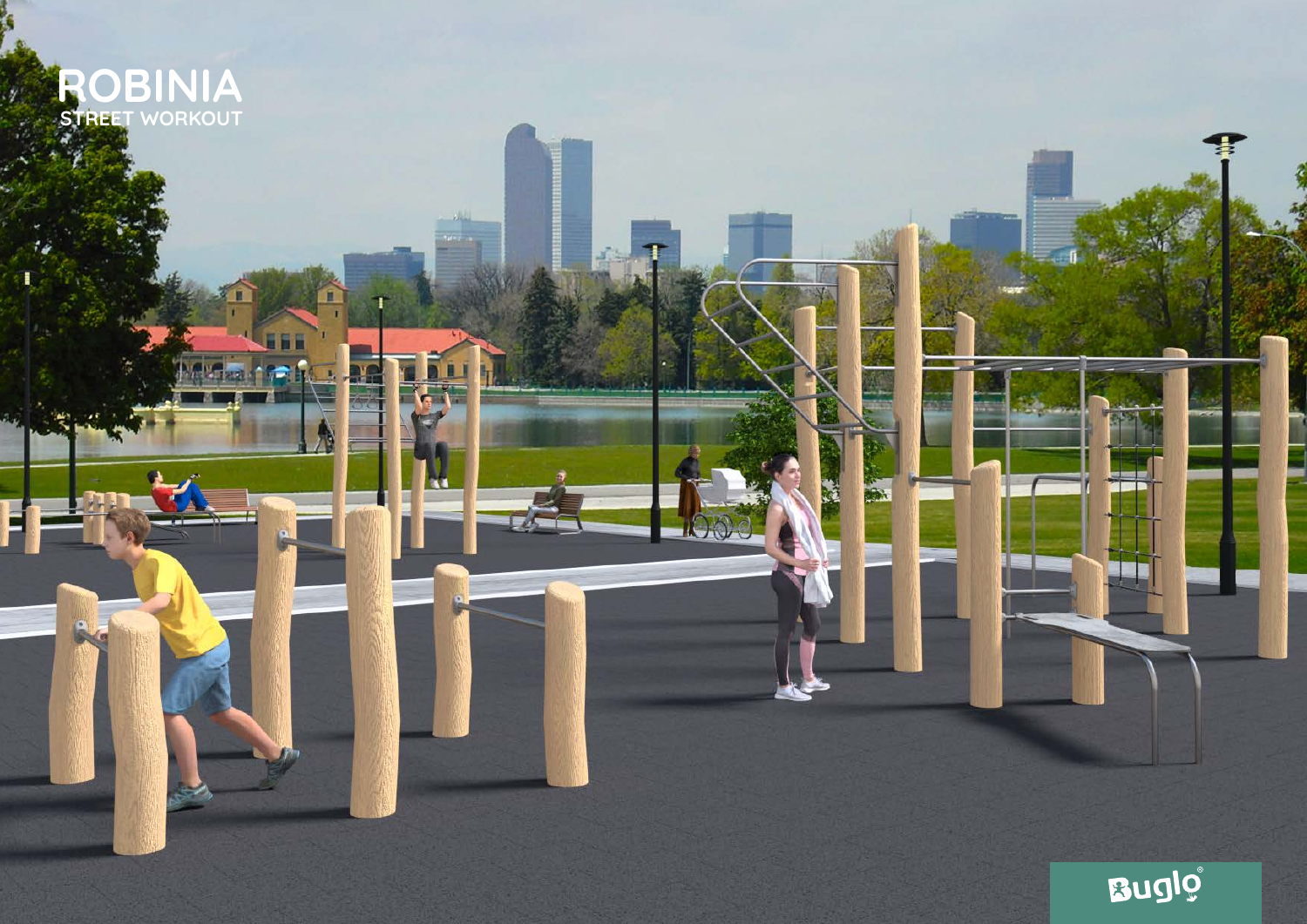# ROBINIA

STREET WORKOUT

Buglo®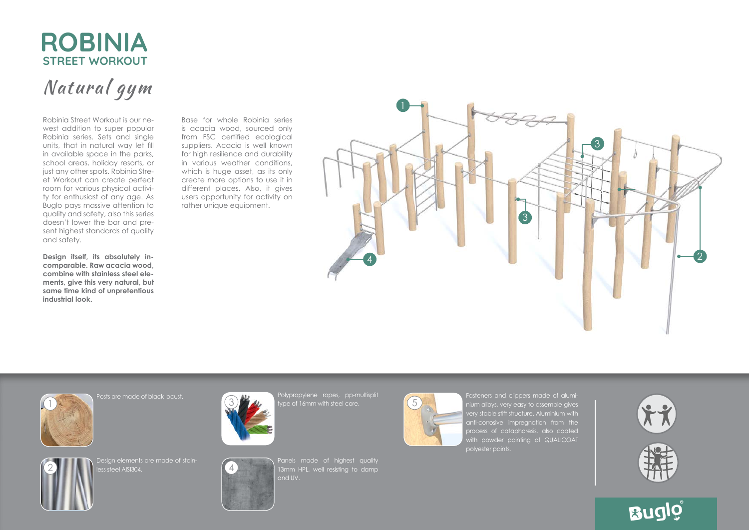# ROBINIA

## STREET WORKOUT

*Natural gym*

Robinia Street Workout is our newest addition to super popular Robinia series. Sets and single units, that in natural way let fill in available space in the parks, school areas, holiday resorts, or just any other spots. Robinia Street Workout can create perfect room for various physical activity for enthusiast of any age. As Buglo pays massive attention to quality and safety, also this series doesn't lower the bar and present highest standards of quality and safety.

**Design itself, its absolutely incomparable. Raw acacia wood, combine with stainless steel elements, give this very natural, but same time kind of unpretentious industrial look.**

Base for whole Robinia series is acacia wood, sourced only from FSC certified ecological suppliers. Acacia is well known for high resilience and durability in various weather conditions, which is huge asset, as its only create more options to use it in different places. Also, it gives users opportunity for activity on rather unique equipment.

1. Posts are made of black locust.
2. Design elements are made of stainless steel AISI304.
3. Polypropylene ropes, pp-multisplit type of 16mm with steel core.
4. Panels made of highest quality 13mm HPL, well resisting to damp and UV.
5. Fasteners and clippers made of aluminium alloys, very easy to assemble gives very stable stiff structure. Aluminium with anti-corrosive impregnation from the process of cataphoresis, also coated with powder painting of QUALICOAT polyester paints.

Buglo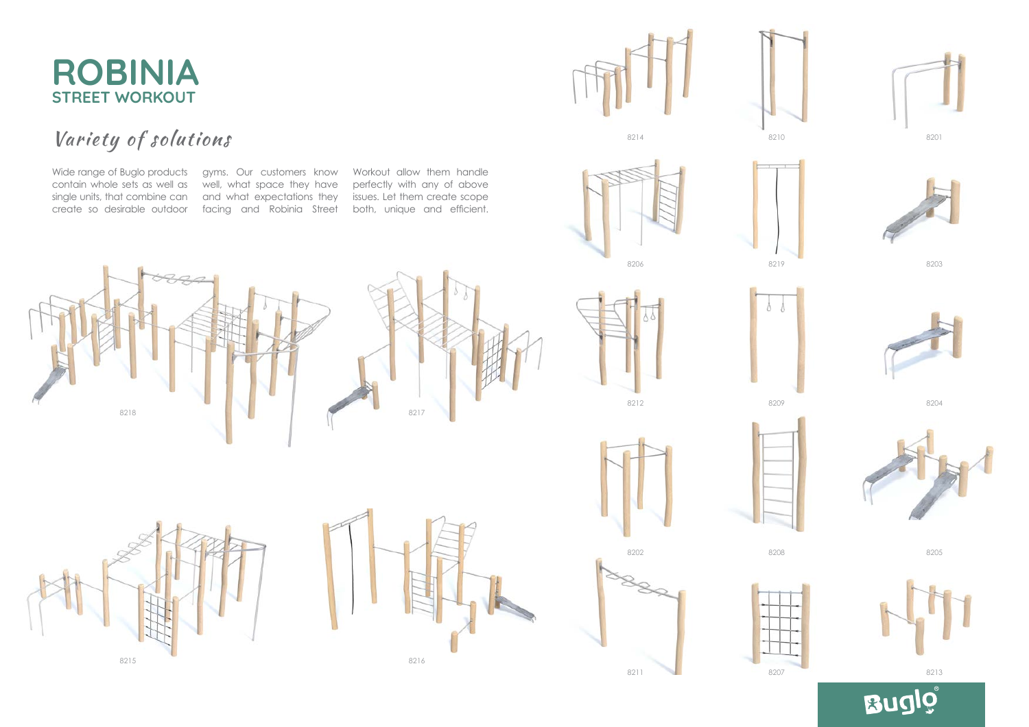# ROBINIA
## STREET WORKOUT

### *Variety of solutions*

Wide range of Buglo products contain whole sets as well as single units, that combine can create so desirable outdoor gyms. Our customers know well, what space they have and what expectations they facing and Robinia Street Workout allow them handle perfectly with any of above issues. Let them create scope both, unique and efficient.

8214

8210

8201

8206

8219

8203

8218

8217

8212

8209

8204

8202

8208

8205

8215

8216

8211

8207

8213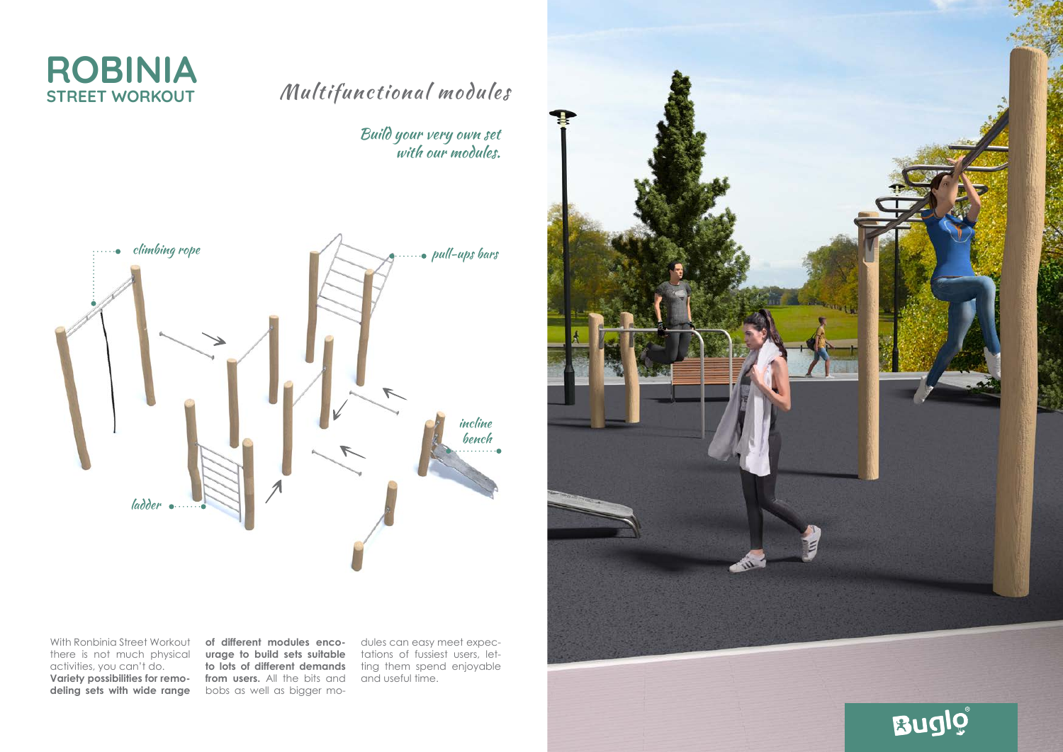# ROBINIA
## STREET WORKOUT

## *Multifunctional modules*

*Build your very own set with our modules.*

climbing rope

pull-ups bars

incline bench

ladder

With Ronbinia Street Workout there is not much physical activities, you can't do. **Variety possibilities for remodeling sets with wide range of different modules encourage to build sets suitable to lots of different demands from users.** All the bits and bobs as well as bigger modules can easy meet expectations of fussiest users, letting them spend enjoyable and useful time.

Buglo